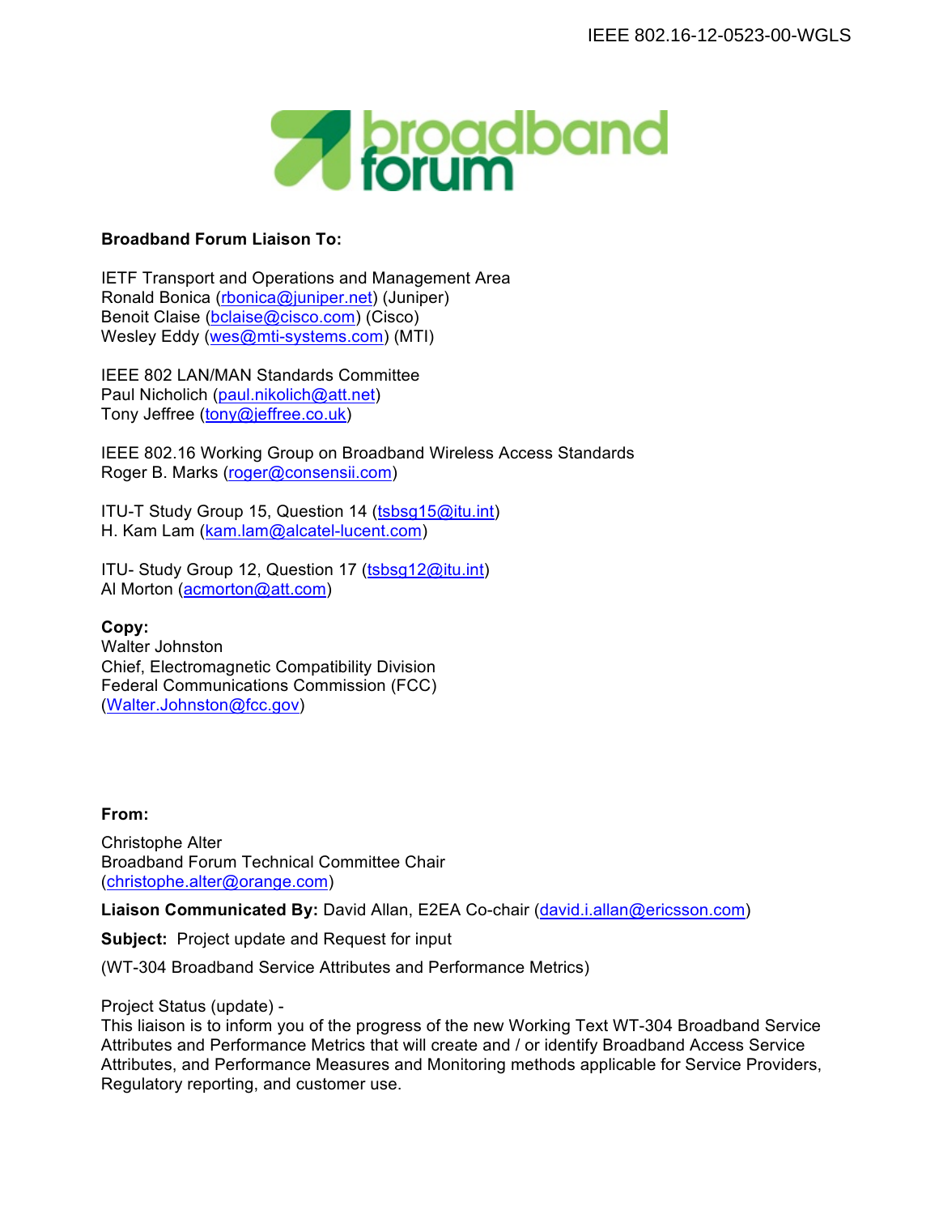**Broadband Forum Liaison To:**

IETF Transport and Operations and Management Area
Ronald Bonica (rbonica@juniper.net) (Juniper)
Benoit Claise (bclaise@cisco.com) (Cisco)
Wesley Eddy (wes@mti-systems.com) (MTI)

IEEE 802 LAN/MAN Standards Committee
Paul Nicholich (paul.nikolich@att.net)
Tony Jeffree (tony@jeffree.co.uk)

IEEE 802.16 Working Group on Broadband Wireless Access Standards
Roger B. Marks (roger@consensii.com)

ITU-T Study Group 15, Question 14 (tsbsg15@itu.int)
H. Kam Lam (kam.lam@alcatel-lucent.com)

ITU- Study Group 12, Question 17 (tsbsg12@itu.int)
Al Morton (acmorton@att.com)

**Copy:**
Walter Johnston
Chief, Electromagnetic Compatibility Division
Federal Communications Commission (FCC)
(Walter.Johnston@fcc.gov)

**From:**

Christophe Alter
Broadband Forum Technical Committee Chair
(christophe.alter@orange.com)

**Liaison Communicated By:** David Allan, E2EA Co-chair (david.i.allan@ericsson.com)

**Subject:** Project update and Request for input

(WT-304 Broadband Service Attributes and Performance Metrics)

Project Status (update) -
This liaison is to inform you of the progress of the new Working Text WT-304 Broadband Service Attributes and Performance Metrics that will create and / or identify Broadband Access Service Attributes, and Performance Measures and Monitoring methods applicable for Service Providers, Regulatory reporting, and customer use.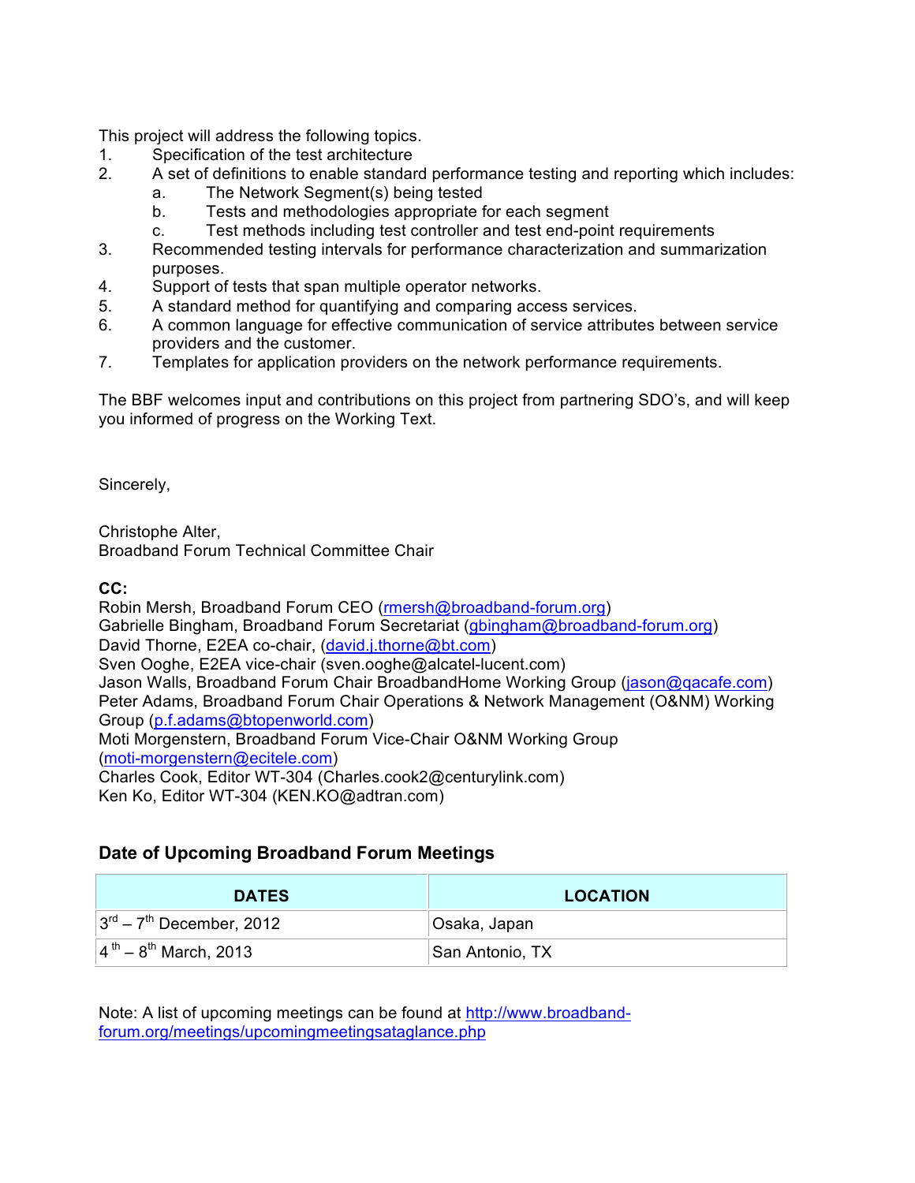This project will address the following topics.

1. Specification of the test architecture
2. A set of definitions to enable standard performance testing and reporting which includes:
    a. The Network Segment(s) being tested
    b. Tests and methodologies appropriate for each segment
    c. Test methods including test controller and test end-point requirements
3. Recommended testing intervals for performance characterization and summarization purposes.
4. Support of tests that span multiple operator networks.
5. A standard method for quantifying and comparing access services.
6. A common language for effective communication of service attributes between service providers and the customer.
7. Templates for application providers on the network performance requirements.

The BBF welcomes input and contributions on this project from partnering SDO's, and will keep you informed of progress on the Working Text.

Sincerely,

Christophe Alter,
Broadband Forum Technical Committee Chair

**CC:**
Robin Mersh, Broadband Forum CEO (rmersh@broadband-forum.org)
Gabrielle Bingham, Broadband Forum Secretariat (gbingham@broadband-forum.org)
David Thorne, E2EA co-chair, (david.j.thorne@bt.com)
Sven Ooghe, E2EA vice-chair (sven.ooghe@alcatel-lucent.com)
Jason Walls, Broadband Forum Chair BroadbandHome Working Group (jason@qacafe.com)
Peter Adams, Broadband Forum Chair Operations & Network Management (O&NM) Working Group (p.f.adams@btopenworld.com)
Moti Morgenstern, Broadband Forum Vice-Chair O&NM Working Group (moti-morgenstern@ecitele.com)
Charles Cook, Editor WT-304 (Charles.cook2@centurylink.com)
Ken Ko, Editor WT-304 (KEN.KO@adtran.com)

## Date of Upcoming Broadband Forum Meetings

| DATES | LOCATION |
|---|---|
| 3rd – 7th December, 2012 | Osaka, Japan |
| 4th – 8th March, 2013 | San Antonio, TX |

Note: A list of upcoming meetings can be found at http://www.broadband-forum.org/meetings/upcomingmeetingsataglance.php